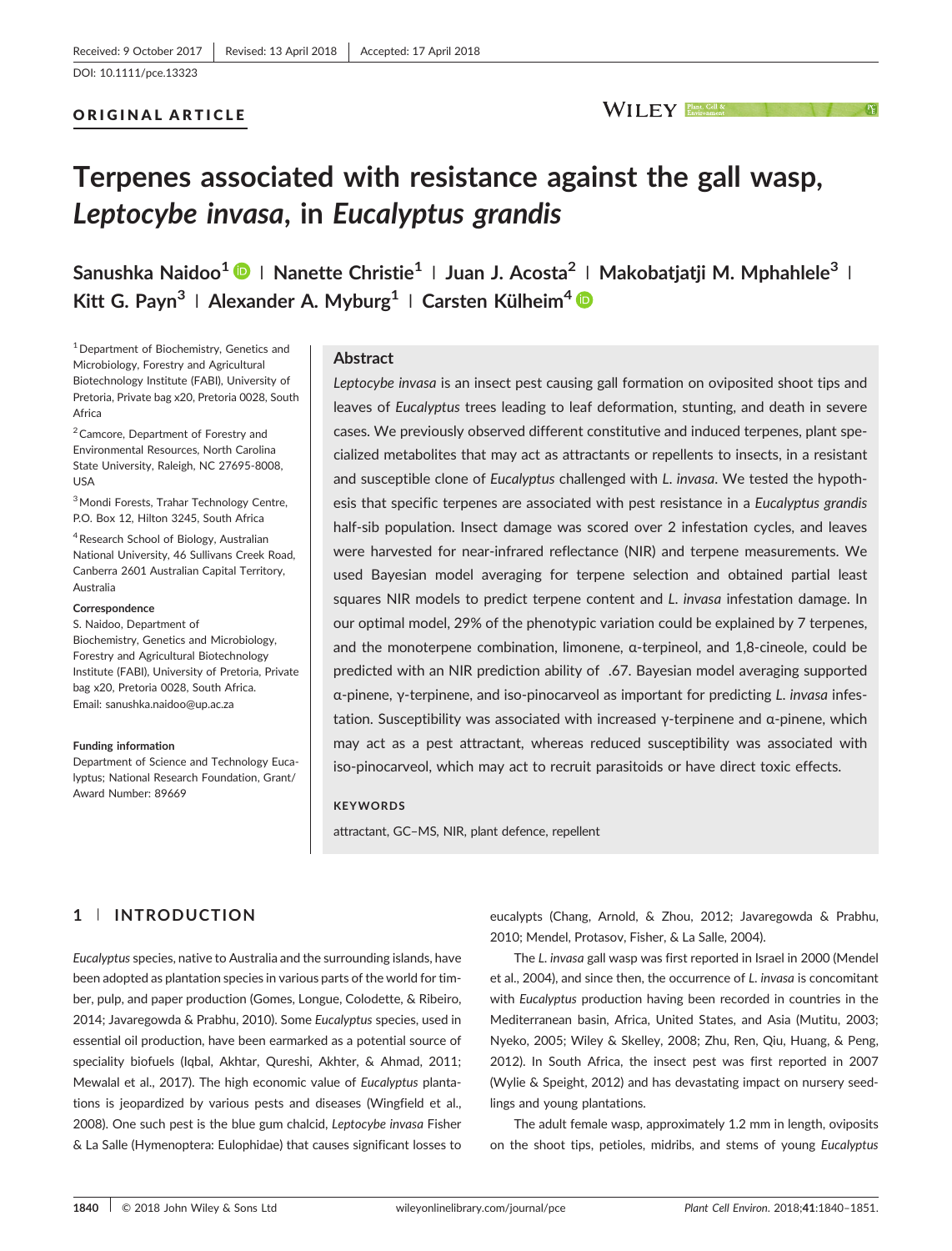Received: 9 October 2017 | Revised: 13 April 2018 | Accepted: 17 April 2018

DOI: 10.1111/pce.13323

ORIGINAL ARTICLE

# Terpenes associated with resistance against the gall wasp, *Leptocybe invasa*, in *Eucalyptus grandis*

Sanushka Naidoo[1] | Nanette Christie[1] | Juan J. Acosta[2] | Makobatjatji M. Mphahlele[3] | Kitt G. Payn[3] | Alexander A. Myburg[1] | Carsten Külheim[4]

[1] Department of Biochemistry, Genetics and Microbiology, Forestry and Agricultural Biotechnology Institute (FABI), University of Pretoria, Private bag x20, Pretoria 0028, South Africa

[2] Camcore, Department of Forestry and Environmental Resources, North Carolina State University, Raleigh, NC 27695-8008, USA

[3] Mondi Forests, Trahar Technology Centre, P.O. Box 12, Hilton 3245, South Africa

[4] Research School of Biology, Australian National University, 46 Sullivans Creek Road, Canberra 2601 Australian Capital Territory, Australia

**Correspondence**

S. Naidoo, Department of Biochemistry, Genetics and Microbiology, Forestry and Agricultural Biotechnology Institute (FABI), University of Pretoria, Private bag x20, Pretoria 0028, South Africa.
Email: sanushka.naidoo@up.ac.za

**Funding information**

Department of Science and Technology Eucalyptus; National Research Foundation, Grant/Award Number: 89669

## Abstract

*Leptocybe invasa* is an insect pest causing gall formation on oviposited shoot tips and leaves of *Eucalyptus* trees leading to leaf deformation, stunting, and death in severe cases. We previously observed different constitutive and induced terpenes, plant specialized metabolites that may act as attractants or repellents to insects, in a resistant and susceptible clone of *Eucalyptus* challenged with *L. invasa*. We tested the hypothesis that specific terpenes are associated with pest resistance in a *Eucalyptus grandis* half-sib population. Insect damage was scored over 2 infestation cycles, and leaves were harvested for near-infrared reflectance (NIR) and terpene measurements. We used Bayesian model averaging for terpene selection and obtained partial least squares NIR models to predict terpene content and *L. invasa* infestation damage. In our optimal model, 29% of the phenotypic variation could be explained by 7 terpenes, and the monoterpene combination, limonene, α-terpineol, and 1,8-cineole, could be predicted with an NIR prediction ability of .67. Bayesian model averaging supported α-pinene, γ-terpinene, and iso-pinocarveol as important for predicting *L. invasa* infestation. Susceptibility was associated with increased γ-terpinene and α-pinene, which may act as a pest attractant, whereas reduced susceptibility was associated with iso-pinocarveol, which may act to recruit parasitoids or have direct toxic effects.

**KEYWORDS**

attractant, GC–MS, NIR, plant defence, repellent

## 1 | INTRODUCTION

*Eucalyptus* species, native to Australia and the surrounding islands, have been adopted as plantation species in various parts of the world for timber, pulp, and paper production (Gomes, Longue, Colodette, & Ribeiro, 2014; Javaregowda & Prabhu, 2010). Some *Eucalyptus* species, used in essential oil production, have been earmarked as a potential source of speciality biofuels (Iqbal, Akhtar, Qureshi, Akhter, & Ahmad, 2011; Mewalal et al., 2017). The high economic value of *Eucalyptus* plantations is jeopardized by various pests and diseases (Wingfield et al., 2008). One such pest is the blue gum chalcid, *Leptocybe invasa* Fisher & La Salle (Hymenoptera: Eulophidae) that causes significant losses to eucalypts (Chang, Arnold, & Zhou, 2012; Javaregowda & Prabhu, 2010; Mendel, Protasov, Fisher, & La Salle, 2004).

The *L. invasa* gall wasp was first reported in Israel in 2000 (Mendel et al., 2004), and since then, the occurrence of *L. invasa* is concomitant with *Eucalyptus* production having been recorded in countries in the Mediterranean basin, Africa, United States, and Asia (Mutitu, 2003; Nyeko, 2005; Wiley & Skelley, 2008; Zhu, Ren, Qiu, Huang, & Peng, 2012). In South Africa, the insect pest was first reported in 2007 (Wylie & Speight, 2012) and has devastating impact on nursery seedlings and young plantations.

The adult female wasp, approximately 1.2 mm in length, oviposits on the shoot tips, petioles, midribs, and stems of young *Eucalyptus*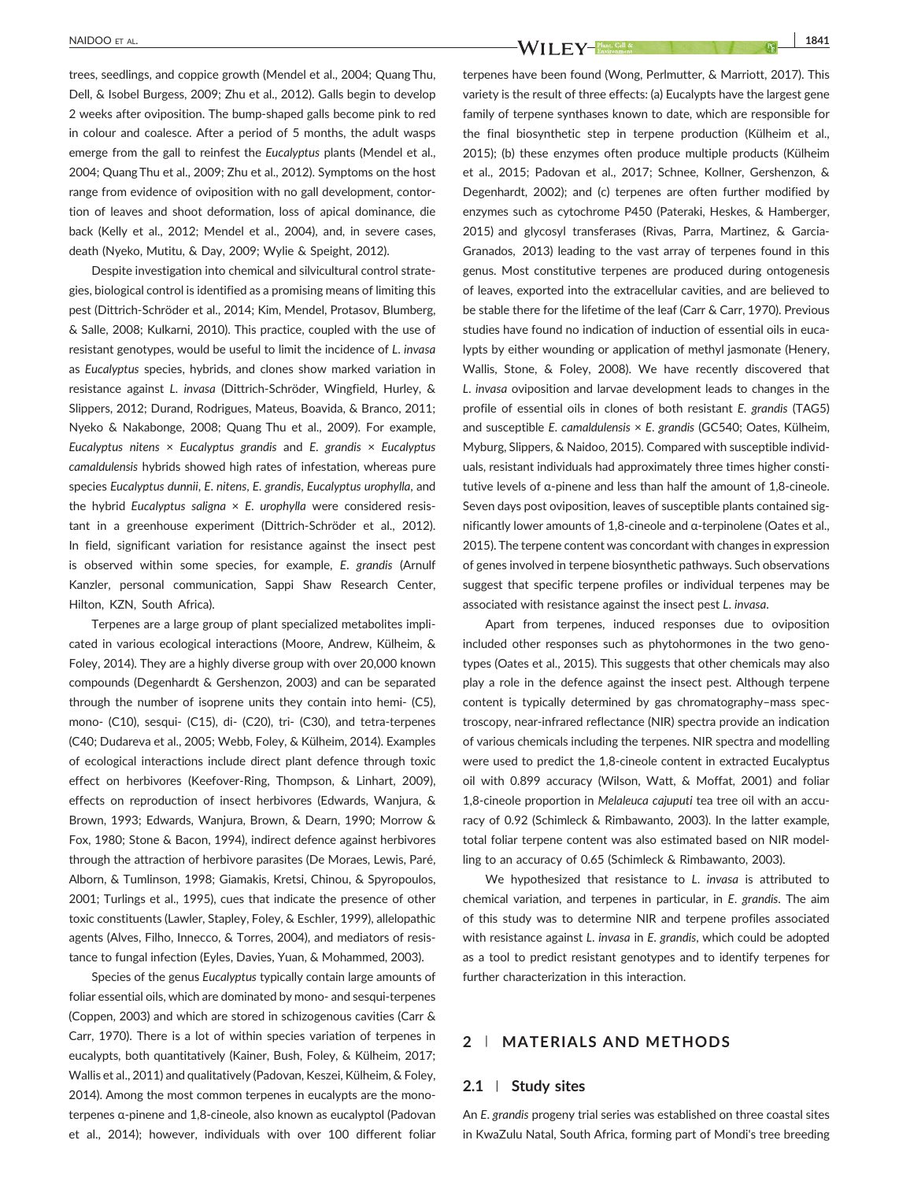trees, seedlings, and coppice growth (Mendel et al., 2004; Quang Thu, Dell, & Isobel Burgess, 2009; Zhu et al., 2012). Galls begin to develop 2 weeks after oviposition. The bump-shaped galls become pink to red in colour and coalesce. After a period of 5 months, the adult wasps emerge from the gall to reinfest the *Eucalyptus* plants (Mendel et al., 2004; Quang Thu et al., 2009; Zhu et al., 2012). Symptoms on the host range from evidence of oviposition with no gall development, contortion of leaves and shoot deformation, loss of apical dominance, die back (Kelly et al., 2012; Mendel et al., 2004), and, in severe cases, death (Nyeko, Mutitu, & Day, 2009; Wylie & Speight, 2012).

Despite investigation into chemical and silvicultural control strategies, biological control is identified as a promising means of limiting this pest (Dittrich-Schröder et al., 2014; Kim, Mendel, Protasov, Blumberg, & Salle, 2008; Kulkarni, 2010). This practice, coupled with the use of resistant genotypes, would be useful to limit the incidence of *L. invasa* as *Eucalyptus* species, hybrids, and clones show marked variation in resistance against *L. invasa* (Dittrich-Schröder, Wingfield, Hurley, & Slippers, 2012; Durand, Rodrigues, Mateus, Boavida, & Branco, 2011; Nyeko & Nakabonge, 2008; Quang Thu et al., 2009). For example, *Eucalyptus nitens* × *Eucalyptus grandis* and *E. grandis* × *Eucalyptus camaldulensis* hybrids showed high rates of infestation, whereas pure species *Eucalyptus dunnii*, *E. nitens*, *E. grandis*, *Eucalyptus urophylla*, and the hybrid *Eucalyptus saligna* × *E. urophylla* were considered resistant in a greenhouse experiment (Dittrich-Schröder et al., 2012). In field, significant variation for resistance against the insect pest is observed within some species, for example, *E. grandis* (Arnulf Kanzler, personal communication, Sappi Shaw Research Center, Hilton, KZN, South Africa).

Terpenes are a large group of plant specialized metabolites implicated in various ecological interactions (Moore, Andrew, Külheim, & Foley, 2014). They are a highly diverse group with over 20,000 known compounds (Degenhardt & Gershenzon, 2003) and can be separated through the number of isoprene units they contain into hemi- (C5), mono- (C10), sesqui- (C15), di- (C20), tri- (C30), and tetra-terpenes (C40; Dudareva et al., 2005; Webb, Foley, & Külheim, 2014). Examples of ecological interactions include direct plant defence through toxic effect on herbivores (Keefover-Ring, Thompson, & Linhart, 2009), effects on reproduction of insect herbivores (Edwards, Wanjura, & Brown, 1993; Edwards, Wanjura, Brown, & Dearn, 1990; Morrow & Fox, 1980; Stone & Bacon, 1994), indirect defence against herbivores through the attraction of herbivore parasites (De Moraes, Lewis, Paré, Alborn, & Tumlinson, 1998; Giamakis, Kretsi, Chinou, & Spyropoulos, 2001; Turlings et al., 1995), cues that indicate the presence of other toxic constituents (Lawler, Stapley, Foley, & Eschler, 1999), allelopathic agents (Alves, Filho, Innecco, & Torres, 2004), and mediators of resistance to fungal infection (Eyles, Davies, Yuan, & Mohammed, 2003).

Species of the genus *Eucalyptus* typically contain large amounts of foliar essential oils, which are dominated by mono- and sesqui-terpenes (Coppen, 2003) and which are stored in schizogenous cavities (Carr & Carr, 1970). There is a lot of within species variation of terpenes in eucalypts, both quantitatively (Kainer, Bush, Foley, & Külheim, 2017; Wallis et al., 2011) and qualitatively (Padovan, Keszei, Külheim, & Foley, 2014). Among the most common terpenes in eucalypts are the monoterpenes α-pinene and 1,8-cineole, also known as eucalyptol (Padovan et al., 2014); however, individuals with over 100 different foliar terpenes have been found (Wong, Perlmutter, & Marriott, 2017). This variety is the result of three effects: (a) Eucalypts have the largest gene family of terpene synthases known to date, which are responsible for the final biosynthetic step in terpene production (Külheim et al., 2015); (b) these enzymes often produce multiple products (Külheim et al., 2015; Padovan et al., 2017; Schnee, Kollner, Gershenzon, & Degenhardt, 2002); and (c) terpenes are often further modified by enzymes such as cytochrome P450 (Pateraki, Heskes, & Hamberger, 2015) and glycosyl transferases (Rivas, Parra, Martinez, & Garcia-Granados, 2013) leading to the vast array of terpenes found in this genus. Most constitutive terpenes are produced during ontogenesis of leaves, exported into the extracellular cavities, and are believed to be stable there for the lifetime of the leaf (Carr & Carr, 1970). Previous studies have found no indication of induction of essential oils in eucalypts by either wounding or application of methyl jasmonate (Henery, Wallis, Stone, & Foley, 2008). We have recently discovered that *L. invasa* oviposition and larvae development leads to changes in the profile of essential oils in clones of both resistant *E. grandis* (TAG5) and susceptible *E. camaldulensis* × *E. grandis* (GC540; Oates, Külheim, Myburg, Slippers, & Naidoo, 2015). Compared with susceptible individuals, resistant individuals had approximately three times higher constitutive levels of α-pinene and less than half the amount of 1,8-cineole. Seven days post oviposition, leaves of susceptible plants contained significantly lower amounts of 1,8-cineole and α-terpinolene (Oates et al., 2015). The terpene content was concordant with changes in expression of genes involved in terpene biosynthetic pathways. Such observations suggest that specific terpene profiles or individual terpenes may be associated with resistance against the insect pest *L. invasa*.

Apart from terpenes, induced responses due to oviposition included other responses such as phytohormones in the two genotypes (Oates et al., 2015). This suggests that other chemicals may also play a role in the defence against the insect pest. Although terpene content is typically determined by gas chromatography–mass spectroscopy, near-infrared reflectance (NIR) spectra provide an indication of various chemicals including the terpenes. NIR spectra and modelling were used to predict the 1,8-cineole content in extracted Eucalyptus oil with 0.899 accuracy (Wilson, Watt, & Moffat, 2001) and foliar 1,8-cineole proportion in *Melaleuca cajuputi* tea tree oil with an accuracy of 0.92 (Schimleck & Rimbawanto, 2003). In the latter example, total foliar terpene content was also estimated based on NIR modelling to an accuracy of 0.65 (Schimleck & Rimbawanto, 2003).

We hypothesized that resistance to *L. invasa* is attributed to chemical variation, and terpenes in particular, in *E. grandis*. The aim of this study was to determine NIR and terpene profiles associated with resistance against *L. invasa* in *E. grandis*, which could be adopted as a tool to predict resistant genotypes and to identify terpenes for further characterization in this interaction.

## 2 | MATERIALS AND METHODS

### 2.1 | Study sites

An *E. grandis* progeny trial series was established on three coastal sites in KwaZulu Natal, South Africa, forming part of Mondi's tree breeding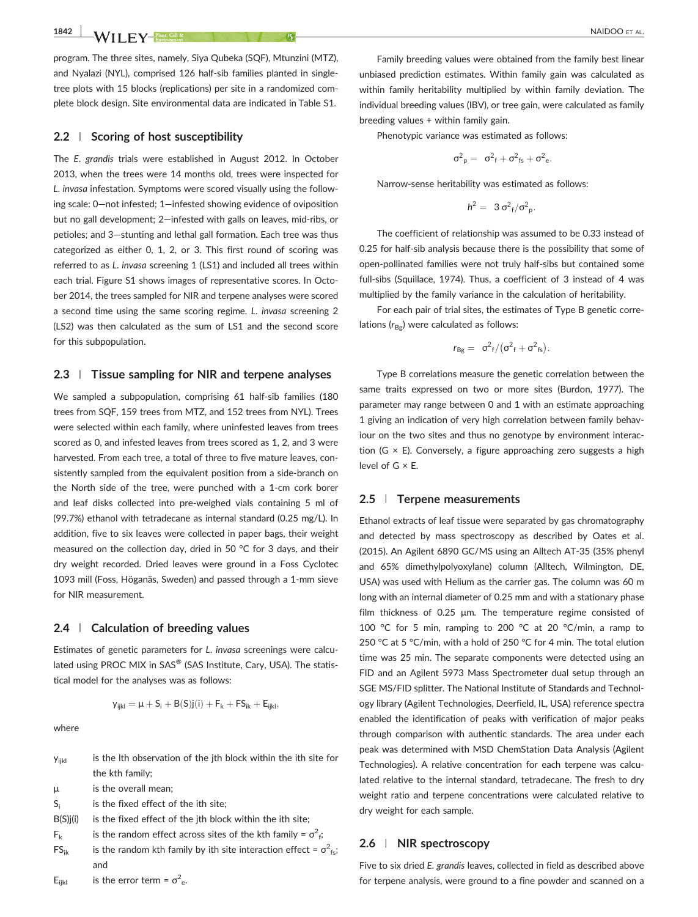program. The three sites, namely, Siya Qubeka (SQF), Mtunzini (MTZ), and Nyalazi (NYL), comprised 126 half-sib families planted in single-tree plots with 15 blocks (replications) per site in a randomized complete block design. Site environmental data are indicated in Table S1.

## 2.2 | Scoring of host susceptibility

The *E. grandis* trials were established in August 2012. In October 2013, when the trees were 14 months old, trees were inspected for *L. invasa* infestation. Symptoms were scored visually using the following scale: 0—not infested; 1—infested showing evidence of oviposition but no gall development; 2—infested with galls on leaves, mid-ribs, or petioles; and 3—stunting and lethal gall formation. Each tree was thus categorized as either 0, 1, 2, or 3. This first round of scoring was referred to as *L. invasa* screening 1 (LS1) and included all trees within each trial. Figure S1 shows images of representative scores. In October 2014, the trees sampled for NIR and terpene analyses were scored a second time using the same scoring regime. *L. invasa* screening 2 (LS2) was then calculated as the sum of LS1 and the second score for this subpopulation.

## 2.3 | Tissue sampling for NIR and terpene analyses

We sampled a subpopulation, comprising 61 half-sib families (180 trees from SQF, 159 trees from MTZ, and 152 trees from NYL). Trees were selected within each family, where uninfested leaves from trees scored as 0, and infested leaves from trees scored as 1, 2, and 3 were harvested. From each tree, a total of three to five mature leaves, consistently sampled from the equivalent position from a side-branch on the North side of the tree, were punched with a 1-cm cork borer and leaf disks collected into pre-weighed vials containing 5 ml of (99.7%) ethanol with tetradecane as internal standard (0.25 mg/L). In addition, five to six leaves were collected in paper bags, their weight measured on the collection day, dried in 50 °C for 3 days, and their dry weight recorded. Dried leaves were ground in a Foss Cyclotec 1093 mill (Foss, Höganäs, Sweden) and passed through a 1-mm sieve for NIR measurement.

## 2.4 | Calculation of breeding values

Estimates of genetic parameters for *L. invasa* screenings were calculated using PROC MIX in SAS® (SAS Institute, Cary, USA). The statistical model for the analyses was as follows:

$$y_{ijkl} = \mu + S_i + B(S)j(i) + F_k + FS_{ik} + E_{ijkl},$$

where

- $y_{ijkl}$ is the lth observation of the jth block within the ith site for the kth family;
- $\mu$ is the overall mean;
- $S_i$ is the fixed effect of the ith site;
- $B(S)j(i)$ is the fixed effect of the jth block within the ith site;
- $F_k$ is the random effect across sites of the kth family = $\sigma^2_f$;
- $FS_{ik}$ is the random kth family by ith site interaction effect = $\sigma^2_{fs}$; and
- $E_{ijkl}$ is the error term = $\sigma^2_e$.

Family breeding values were obtained from the family best linear unbiased prediction estimates. Within family gain was calculated as within family heritability multiplied by within family deviation. The individual breeding values (IBV), or tree gain, were calculated as family breeding values + within family gain.

Phenotypic variance was estimated as follows:

$$\sigma^2_p = \sigma^2_f + \sigma^2_{fs} + \sigma^2_e.$$

Narrow-sense heritability was estimated as follows:

$$h^2 = 3\,\sigma^2_f/\sigma^2_p.$$

The coefficient of relationship was assumed to be 0.33 instead of 0.25 for half-sib analysis because there is the possibility that some of open-pollinated families were not truly half-sibs but contained some full-sibs (Squillace, 1974). Thus, a coefficient of 3 instead of 4 was multiplied by the family variance in the calculation of heritability.

For each pair of trial sites, the estimates of Type B genetic correlations ($r_{Bg}$) were calculated as follows:

$$r_{Bg} = \sigma^2_f/\left(\sigma^2_f + \sigma^2_{fs}\right).$$

Type B correlations measure the genetic correlation between the same traits expressed on two or more sites (Burdon, 1977). The parameter may range between 0 and 1 with an estimate approaching 1 giving an indication of very high correlation between family behaviour on the two sites and thus no genotype by environment interaction (G × E). Conversely, a figure approaching zero suggests a high level of G × E.

## 2.5 | Terpene measurements

Ethanol extracts of leaf tissue were separated by gas chromatography and detected by mass spectroscopy as described by Oates et al. (2015). An Agilent 6890 GC/MS using an Alltech AT-35 (35% phenyl and 65% dimethylpolyoxylane) column (Alltech, Wilmington, DE, USA) was used with Helium as the carrier gas. The column was 60 m long with an internal diameter of 0.25 mm and with a stationary phase film thickness of 0.25 μm. The temperature regime consisted of 100 °C for 5 min, ramping to 200 °C at 20 °C/min, a ramp to 250 °C at 5 °C/min, with a hold of 250 °C for 4 min. The total elution time was 25 min. The separate components were detected using an FID and an Agilent 5973 Mass Spectrometer dual setup through an SGE MS/FID splitter. The National Institute of Standards and Technology library (Agilent Technologies, Deerfield, IL, USA) reference spectra enabled the identification of peaks with verification of major peaks through comparison with authentic standards. The area under each peak was determined with MSD ChemStation Data Analysis (Agilent Technologies). A relative concentration for each terpene was calculated relative to the internal standard, tetradecane. The fresh to dry weight ratio and terpene concentrations were calculated relative to dry weight for each sample.

## 2.6 | NIR spectroscopy

Five to six dried *E. grandis* leaves, collected in field as described above for terpene analysis, were ground to a fine powder and scanned on a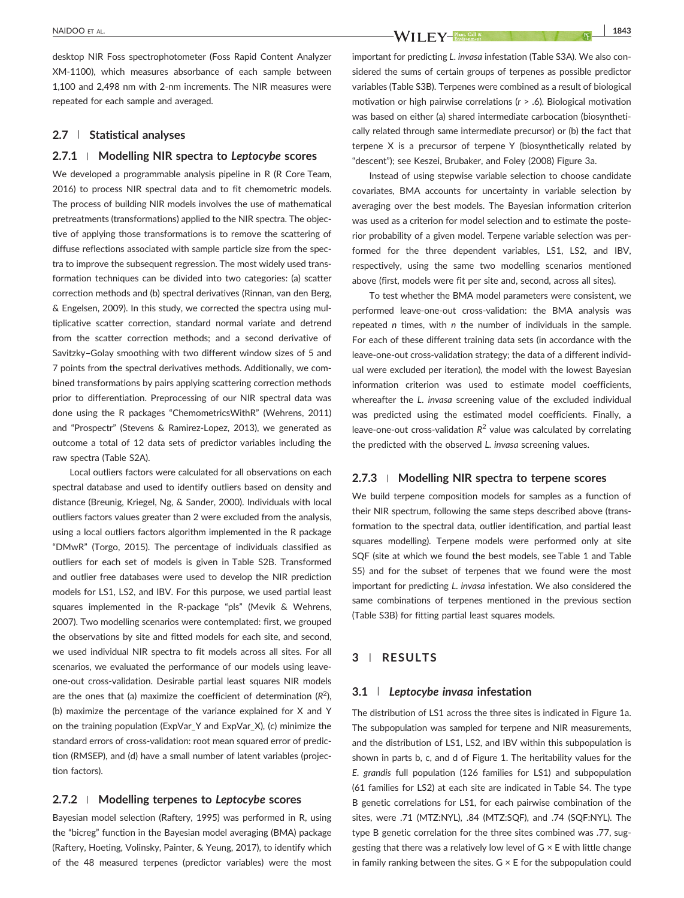desktop NIR Foss spectrophotometer (Foss Rapid Content Analyzer XM-1100), which measures absorbance of each sample between 1,100 and 2,498 nm with 2-nm increments. The NIR measures were repeated for each sample and averaged.

### 2.7 | Statistical analyses

#### 2.7.1 | Modelling NIR spectra to *Leptocybe* scores

We developed a programmable analysis pipeline in R (R Core Team, 2016) to process NIR spectral data and to fit chemometric models. The process of building NIR models involves the use of mathematical pretreatments (transformations) applied to the NIR spectra. The objective of applying those transformations is to remove the scattering of diffuse reflections associated with sample particle size from the spectra to improve the subsequent regression. The most widely used transformation techniques can be divided into two categories: (a) scatter correction methods and (b) spectral derivatives (Rinnan, van den Berg, & Engelsen, 2009). In this study, we corrected the spectra using multiplicative scatter correction, standard normal variate and detrend from the scatter correction methods; and a second derivative of Savitzky–Golay smoothing with two different window sizes of 5 and 7 points from the spectral derivatives methods. Additionally, we combined transformations by pairs applying scattering correction methods prior to differentiation. Preprocessing of our NIR spectral data was done using the R packages "ChemometricsWithR" (Wehrens, 2011) and "Prospectr" (Stevens & Ramirez-Lopez, 2013), we generated as outcome a total of 12 data sets of predictor variables including the raw spectra (Table S2A).

Local outliers factors were calculated for all observations on each spectral database and used to identify outliers based on density and distance (Breunig, Kriegel, Ng, & Sander, 2000). Individuals with local outliers factors values greater than 2 were excluded from the analysis, using a local outliers factors algorithm implemented in the R package "DMwR" (Torgo, 2015). The percentage of individuals classified as outliers for each set of models is given in Table S2B. Transformed and outlier free databases were used to develop the NIR prediction models for LS1, LS2, and IBV. For this purpose, we used partial least squares implemented in the R-package "pls" (Mevik & Wehrens, 2007). Two modelling scenarios were contemplated: first, we grouped the observations by site and fitted models for each site, and second, we used individual NIR spectra to fit models across all sites. For all scenarios, we evaluated the performance of our models using leave-one-out cross-validation. Desirable partial least squares NIR models are the ones that (a) maximize the coefficient of determination ($R^2$), (b) maximize the percentage of the variance explained for X and Y on the training population (ExpVar_Y and ExpVar_X), (c) minimize the standard errors of cross-validation: root mean squared error of prediction (RMSEP), and (d) have a small number of latent variables (projection factors).

#### 2.7.2 | Modelling terpenes to *Leptocybe* scores

Bayesian model selection (Raftery, 1995) was performed in R, using the "bicreg" function in the Bayesian model averaging (BMA) package (Raftery, Hoeting, Volinsky, Painter, & Yeung, 2017), to identify which of the 48 measured terpenes (predictor variables) were the most important for predicting *L. invasa* infestation (Table S3A). We also considered the sums of certain groups of terpenes as possible predictor variables (Table S3B). Terpenes were combined as a result of biological motivation or high pairwise correlations ($r > .6$). Biological motivation was based on either (a) shared intermediate carbocation (biosynthetically related through same intermediate precursor) or (b) the fact that terpene X is a precursor of terpene Y (biosynthetically related by "descent"); see Keszei, Brubaker, and Foley (2008) Figure 3a.

Instead of using stepwise variable selection to choose candidate covariates, BMA accounts for uncertainty in variable selection by averaging over the best models. The Bayesian information criterion was used as a criterion for model selection and to estimate the posterior probability of a given model. Terpene variable selection was performed for the three dependent variables, LS1, LS2, and IBV, respectively, using the same two modelling scenarios mentioned above (first, models were fit per site and, second, across all sites).

To test whether the BMA model parameters were consistent, we performed leave-one-out cross-validation: the BMA analysis was repeated *n* times, with *n* the number of individuals in the sample. For each of these different training data sets (in accordance with the leave-one-out cross-validation strategy; the data of a different individual were excluded per iteration), the model with the lowest Bayesian information criterion was used to estimate model coefficients, whereafter the *L. invasa* screening value of the excluded individual was predicted using the estimated model coefficients. Finally, a leave-one-out cross-validation $R^2$ value was calculated by correlating the predicted with the observed *L. invasa* screening values.

#### 2.7.3 | Modelling NIR spectra to terpene scores

We build terpene composition models for samples as a function of their NIR spectrum, following the same steps described above (transformation to the spectral data, outlier identification, and partial least squares modelling). Terpene models were performed only at site SQF (site at which we found the best models, see Table 1 and Table S5) and for the subset of terpenes that we found were the most important for predicting *L. invasa* infestation. We also considered the same combinations of terpenes mentioned in the previous section (Table S3B) for fitting partial least squares models.

## 3 | RESULTS

### 3.1 | *Leptocybe invasa* infestation

The distribution of LS1 across the three sites is indicated in Figure 1a. The subpopulation was sampled for terpene and NIR measurements, and the distribution of LS1, LS2, and IBV within this subpopulation is shown in parts b, c, and d of Figure 1. The heritability values for the *E. grandis* full population (126 families for LS1) and subpopulation (61 families for LS2) at each site are indicated in Table S4. The type B genetic correlations for LS1, for each pairwise combination of the sites, were .71 (MTZ:NYL), .84 (MTZ:SQF), and .74 (SQF:NYL). The type B genetic correlation for the three sites combined was .77, suggesting that there was a relatively low level of G × E with little change in family ranking between the sites. G × E for the subpopulation could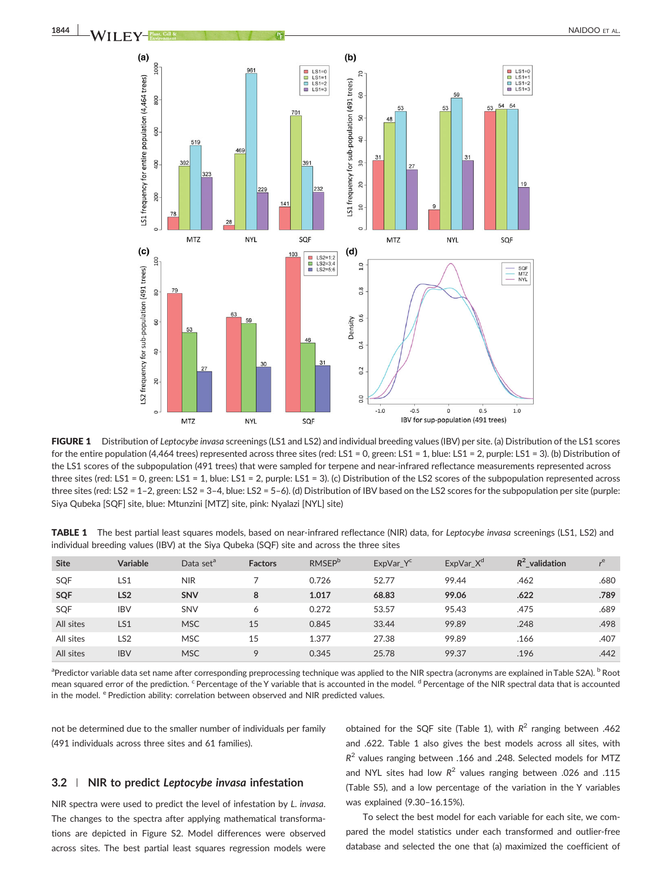FIGURE 1 Distribution of *Leptocybe invasa* screenings (LS1 and LS2) and individual breeding values (IBV) per site. (a) Distribution of the LS1 scores for the entire population (4,464 trees) represented across three sites (red: LS1 = 0, green: LS1 = 1, blue: LS1 = 2, purple: LS1 = 3). (b) Distribution of the LS1 scores of the subpopulation (491 trees) that were sampled for terpene and near-infrared reflectance measurements represented across three sites (red: LS1 = 0, green: LS1 = 1, blue: LS1 = 2, purple: LS1 = 3). (c) Distribution of the LS2 scores of the subpopulation represented across three sites (red: LS2 = 1–2, green: LS2 = 3–4, blue: LS2 = 5–6). (d) Distribution of IBV based on the LS2 scores for the subpopulation per site (purple: Siya Qubeka [SQF] site, blue: Mtunzini [MTZ] site, pink: Nyalazi [NYL] site)

**TABLE 1** The best partial least squares models, based on near-infrared reflectance (NIR) data, for *Leptocybe invasa* screenings (LS1, LS2) and individual breeding values (IBV) at the Siya Qubeka (SQF) site and across the three sites

| Site | Variable | Data set[a] | Factors | RMSEP[b] | ExpVar_Y[c] | ExpVar_X[d] | $R^2$_validation | r[e] |
|---|---|---|---|---|---|---|---|---|
| SQF | LS1 | NIR | 7 | 0.726 | 52.77 | 99.44 | .462 | .680 |
| **SQF** | **LS2** | **SNV** | **8** | **1.017** | **68.83** | **99.06** | **.622** | **.789** |
| SQF | IBV | SNV | 6 | 0.272 | 53.57 | 95.43 | .475 | .689 |
| All sites | LS1 | MSC | 15 | 0.845 | 33.44 | 99.89 | .248 | .498 |
| All sites | LS2 | MSC | 15 | 1.377 | 27.38 | 99.89 | .166 | .407 |
| All sites | IBV | MSC | 9 | 0.345 | 25.78 | 99.37 | .196 | .442 |

[a]Predictor variable data set name after corresponding preprocessing technique was applied to the NIR spectra (acronyms are explained in Table S2A). [b] Root mean squared error of the prediction. [c] Percentage of the Y variable that is accounted in the model. [d] Percentage of the NIR spectral data that is accounted in the model. [e] Prediction ability: correlation between observed and NIR predicted values.

not be determined due to the smaller number of individuals per family (491 individuals across three sites and 61 families).

## 3.2 | NIR to predict *Leptocybe invasa* infestation

NIR spectra were used to predict the level of infestation by *L. invasa*. The changes to the spectra after applying mathematical transformations are depicted in Figure S2. Model differences were observed across sites. The best partial least squares regression models were obtained for the SQF site (Table 1), with $R^2$ ranging between .462 and .622. Table 1 also gives the best models across all sites, with $R^2$ values ranging between .166 and .248. Selected models for MTZ and NYL sites had low $R^2$ values ranging between .026 and .115 (Table S5), and a low percentage of the variation in the Y variables was explained (9.30–16.15%).

To select the best model for each variable for each site, we compared the model statistics under each transformed and outlier-free database and selected the one that (a) maximized the coefficient of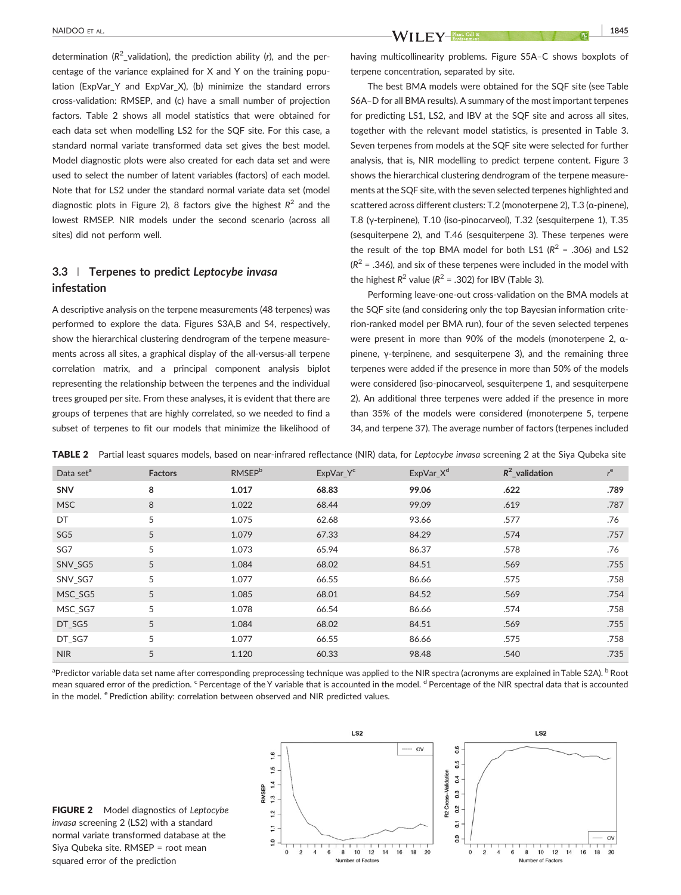determination ($R^2$_validation), the prediction ability ($r$), and the percentage of the variance explained for X and Y on the training population (ExpVar_Y and ExpVar_X), (b) minimize the standard errors cross-validation: RMSEP, and (c) have a small number of projection factors. Table 2 shows all model statistics that were obtained for each data set when modelling LS2 for the SQF site. For this case, a standard normal variate transformed data set gives the best model. Model diagnostic plots were also created for each data set and were used to select the number of latent variables (factors) of each model. Note that for LS2 under the standard normal variate data set (model diagnostic plots in Figure 2), 8 factors give the highest $R^2$ and the lowest RMSEP. NIR models under the second scenario (across all sites) did not perform well.

### 3.3 | Terpenes to predict *Leptocybe invasa* infestation

A descriptive analysis on the terpene measurements (48 terpenes) was performed to explore the data. Figures S3A,B and S4, respectively, show the hierarchical clustering dendrogram of the terpene measurements across all sites, a graphical display of the all-versus-all terpene correlation matrix, and a principal component analysis biplot representing the relationship between the terpenes and the individual trees grouped per site. From these analyses, it is evident that there are groups of terpenes that are highly correlated, so we needed to find a subset of terpenes to fit our models that minimize the likelihood of having multicollinearity problems. Figure S5A–C shows boxplots of terpene concentration, separated by site.

The best BMA models were obtained for the SQF site (see Table S6A–D for all BMA results). A summary of the most important terpenes for predicting LS1, LS2, and IBV at the SQF site and across all sites, together with the relevant model statistics, is presented in Table 3. Seven terpenes from models at the SQF site were selected for further analysis, that is, NIR modelling to predict terpene content. Figure 3 shows the hierarchical clustering dendrogram of the terpene measurements at the SQF site, with the seven selected terpenes highlighted and scattered across different clusters: T.2 (monoterpene 2), T.3 (α-pinene), T.8 (γ-terpinene), T.10 (iso-pinocarveol), T.32 (sesquiterpene 1), T.35 (sesquiterpene 2), and T.46 (sesquiterpene 3). These terpenes were the result of the top BMA model for both LS1 ($R^2$ = .306) and LS2 ($R^2$ = .346), and six of these terpenes were included in the model with the highest $R^2$ value ($R^2$ = .302) for IBV (Table 3).

Performing leave-one-out cross-validation on the BMA models at the SQF site (and considering only the top Bayesian information criterion-ranked model per BMA run), four of the seven selected terpenes were present in more than 90% of the models (monoterpene 2, α-pinene, γ-terpinene, and sesquiterpene 3), and the remaining three terpenes were added if the presence in more than 50% of the models were considered (iso-pinocarveol, sesquiterpene 1, and sesquiterpene 2). An additional three terpenes were added if the presence in more than 35% of the models were considered (monoterpene 5, terpene 34, and terpene 37). The average number of factors (terpenes included

**TABLE 2** Partial least squares models, based on near-infrared reflectance (NIR) data, for *Leptocybe invasa* screening 2 at the Siya Qubeka site

| Data set[a] | Factors | RMSEP[b] | ExpVar_Y[c] | ExpVar_X[d] | $R^2$_validation | $r$[e] |
|---|---|---|---|---|---|---|
| **SNV** | **8** | **1.017** | **68.83** | **99.06** | **.622** | **.789** |
| MSC | 8 | 1.022 | 68.44 | 99.09 | .619 | .787 |
| DT | 5 | 1.075 | 62.68 | 93.66 | .577 | .76 |
| SG5 | 5 | 1.079 | 67.33 | 84.29 | .574 | .757 |
| SG7 | 5 | 1.073 | 65.94 | 86.37 | .578 | .76 |
| SNV_SG5 | 5 | 1.084 | 68.02 | 84.51 | .569 | .755 |
| SNV_SG7 | 5 | 1.077 | 66.55 | 86.66 | .575 | .758 |
| MSC_SG5 | 5 | 1.085 | 68.01 | 84.52 | .569 | .754 |
| MSC_SG7 | 5 | 1.078 | 66.54 | 86.66 | .574 | .758 |
| DT_SG5 | 5 | 1.084 | 68.02 | 84.51 | .569 | .755 |
| DT_SG7 | 5 | 1.077 | 66.55 | 86.66 | .575 | .758 |
| NIR | 5 | 1.120 | 60.33 | 98.48 | .540 | .735 |

[a]Predictor variable data set name after corresponding preprocessing technique was applied to the NIR spectra (acronyms are explained in Table S2A). [b] Root mean squared error of the prediction. [c] Percentage of the Y variable that is accounted in the model. [d] Percentage of the NIR spectral data that is accounted in the model. [e] Prediction ability: correlation between observed and NIR predicted values.

**FIGURE 2** Model diagnostics of *Leptocybe invasa* screening 2 (LS2) with a standard normal variate transformed database at the Siya Qubeka site. RMSEP = root mean squared error of the prediction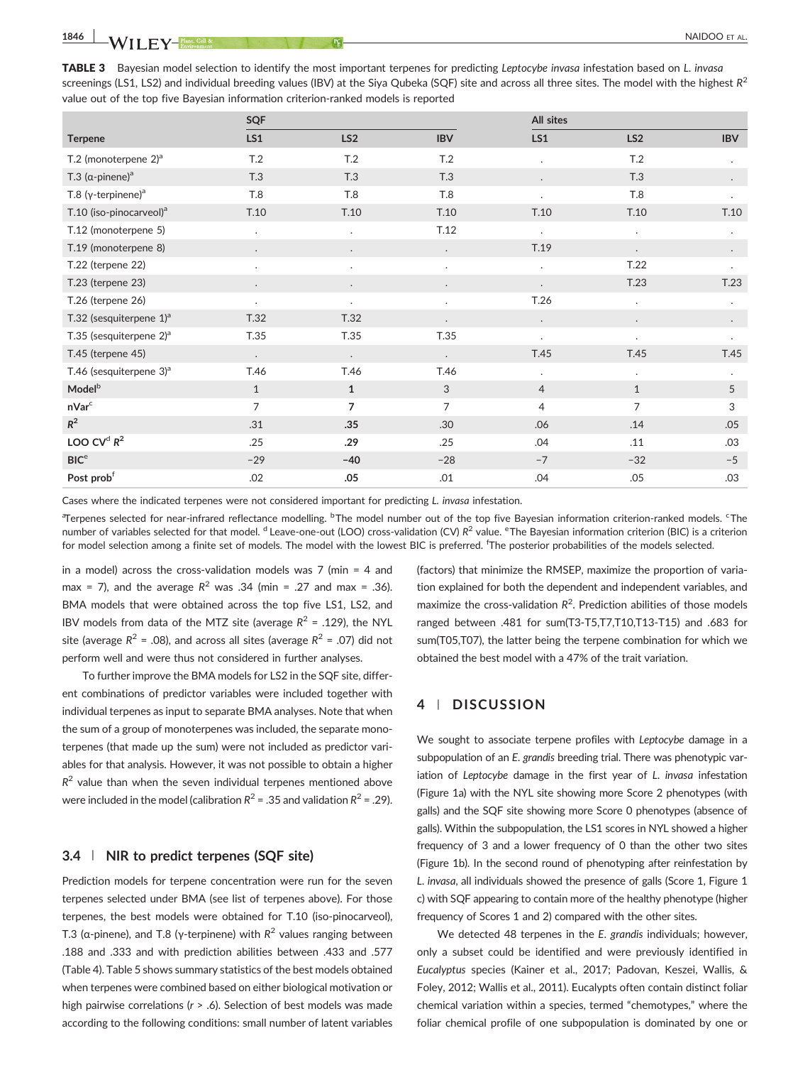**TABLE 3** Bayesian model selection to identify the most important terpenes for predicting *Leptocybe invasa* infestation based on *L. invasa* screenings (LS1, LS2) and individual breeding values (IBV) at the Siya Qubeka (SQF) site and across all three sites. The model with the highest $R^2$ value out of the top five Bayesian information criterion-ranked models is reported

| | SQF | | | All sites | | |
|---|---|---|---|---|---|---|
| **Terpene** | **LS1** | **LS2** | **IBV** | **LS1** | **LS2** | **IBV** |
| T.2 (monoterpene 2)[a] | T.2 | T.2 | T.2 | . | T.2 | . |
| T.3 (α-pinene)[a] | T.3 | T.3 | T.3 | . | T.3 | . |
| T.8 (γ-terpinene)[a] | T.8 | T.8 | T.8 | . | T.8 | . |
| T.10 (iso-pinocarveol)[a] | T.10 | T.10 | T.10 | T.10 | T.10 | T.10 |
| T.12 (monoterpene 5) | . | . | T.12 | . | . | . |
| T.19 (monoterpene 8) | . | . | . | T.19 | . | . |
| T.22 (terpene 22) | . | . | . | . | T.22 | . |
| T.23 (terpene 23) | . | . | . | . | T.23 | T.23 |
| T.26 (terpene 26) | . | . | . | T.26 | . | . |
| T.32 (sesquiterpene 1)[a] | T.32 | T.32 | . | . | . | . |
| T.35 (sesquiterpene 2)[a] | T.35 | T.35 | T.35 | . | . | . |
| T.45 (terpene 45) | . | . | . | T.45 | T.45 | T.45 |
| T.46 (sesquiterpene 3)[a] | T.46 | T.46 | T.46 | . | . | . |
| **Model**[b] | 1 | **1** | 3 | 4 | 1 | 5 |
| **nVar**[c] | 7 | **7** | 7 | 4 | 7 | 3 |
| $R^2$ | .31 | **.35** | .30 | .06 | .14 | .05 |
| **LOO CV**[d] $R^2$ | .25 | **.29** | .25 | .04 | .11 | .03 |
| **BIC**[e] | −29 | **−40** | −28 | −7 | −32 | −5 |
| **Post prob**[f] | .02 | **.05** | .01 | .04 | .05 | .03 |

Cases where the indicated terpenes were not considered important for predicting *L. invasa* infestation.

[a]Terpenes selected for near-infrared reflectance modelling. [b]The model number out of the top five Bayesian information criterion-ranked models. [c]The number of variables selected for that model. [d]Leave-one-out (LOO) cross-validation (CV) $R^2$ value. [e]The Bayesian information criterion (BIC) is a criterion for model selection among a finite set of models. The model with the lowest BIC is preferred. [f]The posterior probabilities of the models selected.

in a model) across the cross-validation models was 7 (min = 4 and max = 7), and the average $R^2$ was .34 (min = .27 and max = .36). BMA models that were obtained across the top five LS1, LS2, and IBV models from data of the MTZ site (average $R^2$ = .129), the NYL site (average $R^2$ = .08), and across all sites (average $R^2$ = .07) did not perform well and were thus not considered in further analyses.

To further improve the BMA models for LS2 in the SQF site, different combinations of predictor variables were included together with individual terpenes as input to separate BMA analyses. Note that when the sum of a group of monoterpenes was included, the separate monoterpenes (that made up the sum) were not included as predictor variables for that analysis. However, it was not possible to obtain a higher $R^2$ value than when the seven individual terpenes mentioned above were included in the model (calibration $R^2$ = .35 and validation $R^2$ = .29).

### 3.4 | NIR to predict terpenes (SQF site)

Prediction models for terpene concentration were run for the seven terpenes selected under BMA (see list of terpenes above). For those terpenes, the best models were obtained for T.10 (iso-pinocarveol), T.3 (α-pinene), and T.8 (γ-terpinene) with $R^2$ values ranging between .188 and .333 and with prediction abilities between .433 and .577 (Table 4). Table 5 shows summary statistics of the best models obtained when terpenes were combined based on either biological motivation or high pairwise correlations ($r$ > .6). Selection of best models was made according to the following conditions: small number of latent variables (factors) that minimize the RMSEP, maximize the proportion of variation explained for both the dependent and independent variables, and maximize the cross-validation $R^2$. Prediction abilities of those models ranged between .481 for sum(T3-T5,T7,T10,T13-T15) and .683 for sum(T05,T07), the latter being the terpene combination for which we obtained the best model with a 47% of the trait variation.

## 4 | DISCUSSION

We sought to associate terpene profiles with *Leptocybe* damage in a subpopulation of an *E. grandis* breeding trial. There was phenotypic variation of *Leptocybe* damage in the first year of *L. invasa* infestation (Figure 1a) with the NYL site showing more Score 2 phenotypes (with galls) and the SQF site showing more Score 0 phenotypes (absence of galls). Within the subpopulation, the LS1 scores in NYL showed a higher frequency of 3 and a lower frequency of 0 than the other two sites (Figure 1b). In the second round of phenotyping after reinfestation by *L. invasa*, all individuals showed the presence of galls (Score 1, Figure 1c) with SQF appearing to contain more of the healthy phenotype (higher frequency of Scores 1 and 2) compared with the other sites.

We detected 48 terpenes in the *E. grandis* individuals; however, only a subset could be identified and were previously identified in *Eucalyptus* species (Kainer et al., 2017; Padovan, Keszei, Wallis, & Foley, 2012; Wallis et al., 2011). Eucalypts often contain distinct foliar chemical variation within a species, termed "chemotypes," where the foliar chemical profile of one subpopulation is dominated by one or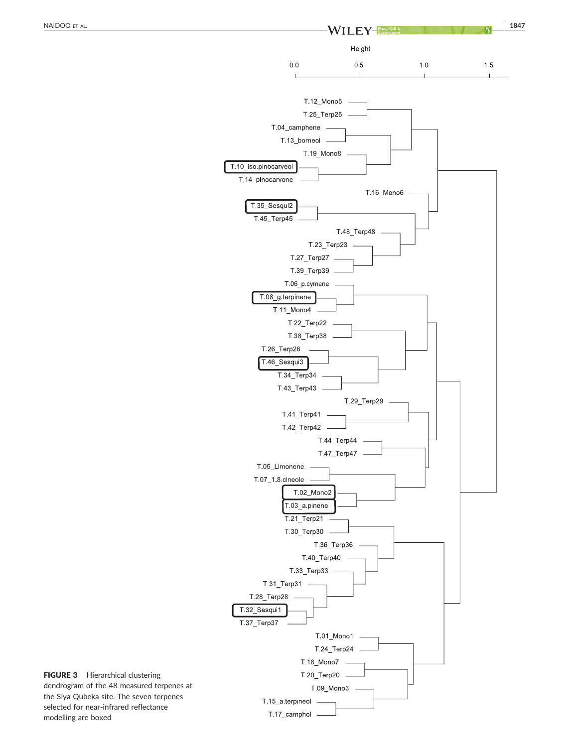**FIGURE 3** Hierarchical clustering dendrogram of the 48 measured terpenes at the Siya Qubeka site. The seven terpenes selected for near-infrared reflectance modelling are boxed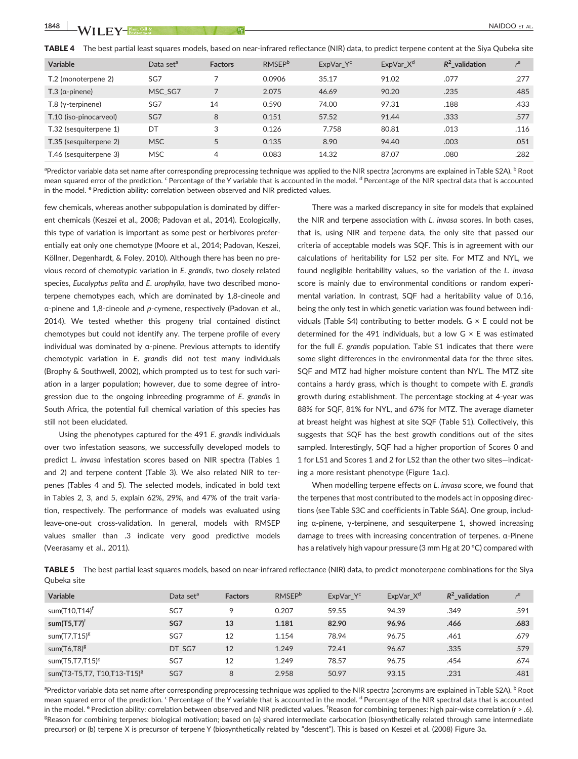**TABLE 4** The best partial least squares models, based on near-infrared reflectance (NIR) data, to predict terpene content at the Siya Qubeka site

| Variable | Data set[a] | Factors | RMSEP[b] | ExpVar_Y[c] | ExpVar_X[d] | $R^2$_validation | $r$[e] |
|---|---|---|---|---|---|---|---|
| T.2 (monoterpene 2) | SG7 | 7 | 0.0906 | 35.17 | 91.02 | .077 | .277 |
| T.3 (α-pinene) | MSC_SG7 | 7 | 2.075 | 46.69 | 90.20 | .235 | .485 |
| T.8 (γ-terpinene) | SG7 | 14 | 0.590 | 74.00 | 97.31 | .188 | .433 |
| T.10 (iso-pinocarveol) | SG7 | 8 | 0.151 | 57.52 | 91.44 | .333 | .577 |
| T.32 (sesquiterpene 1) | DT | 3 | 0.126 | 7.758 | 80.81 | .013 | .116 |
| T.35 (sesquiterpene 2) | MSC | 5 | 0.135 | 8.90 | 94.40 | .003 | .051 |
| T.46 (sesquiterpene 3) | MSC | 4 | 0.083 | 14.32 | 87.07 | .080 | .282 |

[a]Predictor variable data set name after corresponding preprocessing technique was applied to the NIR spectra (acronyms are explained in Table S2A). [b] Root mean squared error of the prediction. [c] Percentage of the Y variable that is accounted in the model. [d] Percentage of the NIR spectral data that is accounted in the model. [e] Prediction ability: correlation between observed and NIR predicted values.

few chemicals, whereas another subpopulation is dominated by different chemicals (Keszei et al., 2008; Padovan et al., 2014). Ecologically, this type of variation is important as some pest or herbivores preferentially eat only one chemotype (Moore et al., 2014; Padovan, Keszei, Köllner, Degenhardt, & Foley, 2010). Although there has been no previous record of chemotypic variation in *E. grandis*, two closely related species, *Eucalyptus pelita* and *E. urophylla*, have two described monoterpene chemotypes each, which are dominated by 1,8-cineole and α-pinene and 1,8-cineole and *p*-cymene, respectively (Padovan et al., 2014). We tested whether this progeny trial contained distinct chemotypes but could not identify any. The terpene profile of every individual was dominated by α-pinene. Previous attempts to identify chemotypic variation in *E. grandis* did not test many individuals (Brophy & Southwell, 2002), which prompted us to test for such variation in a larger population; however, due to some degree of introgression due to the ongoing inbreeding programme of *E. grandis* in South Africa, the potential full chemical variation of this species has still not been elucidated.

Using the phenotypes captured for the 491 *E. grandis* individuals over two infestation seasons, we successfully developed models to predict *L. invasa* infestation scores based on NIR spectra (Tables 1 and 2) and terpene content (Table 3). We also related NIR to terpenes (Tables 4 and 5). The selected models, indicated in bold text in Tables 2, 3, and 5, explain 62%, 29%, and 47% of the trait variation, respectively. The performance of models was evaluated using leave-one-out cross-validation. In general, models with RMSEP values smaller than .3 indicate very good predictive models (Veerasamy et al., 2011).

There was a marked discrepancy in site for models that explained the NIR and terpene association with *L. invasa* scores. In both cases, that is, using NIR and terpene data, the only site that passed our criteria of acceptable models was SQF. This is in agreement with our calculations of heritability for LS2 per site. For MTZ and NYL, we found negligible heritability values, so the variation of the *L. invasa* score is mainly due to environmental conditions or random experimental variation. In contrast, SQF had a heritability value of 0.16, being the only test in which genetic variation was found between individuals (Table S4) contributing to better models. G × E could not be determined for the 491 individuals, but a low G × E was estimated for the full *E. grandis* population. Table S1 indicates that there were some slight differences in the environmental data for the three sites. SQF and MTZ had higher moisture content than NYL. The MTZ site contains a hardy grass, which is thought to compete with *E. grandis* growth during establishment. The percentage stocking at 4-year was 88% for SQF, 81% for NYL, and 67% for MTZ. The average diameter at breast height was highest at site SQF (Table S1). Collectively, this suggests that SQF has the best growth conditions out of the sites sampled. Interestingly, SQF had a higher proportion of Scores 0 and 1 for LS1 and Scores 1 and 2 for LS2 than the other two sites—indicating a more resistant phenotype (Figure 1a,c).

When modelling terpene effects on *L. invasa* score, we found that the terpenes that most contributed to the models act in opposing directions (see Table S3C and coefficients in Table S6A). One group, including α-pinene, γ-terpinene, and sesquiterpene 1, showed increasing damage to trees with increasing concentration of terpenes. α-Pinene has a relatively high vapour pressure (3 mm Hg at 20 °C) compared with

**TABLE 5** The best partial least squares models, based on near-infrared reflectance (NIR) data, to predict monoterpene combinations for the Siya Qubeka site

| Variable | Data set[a] | Factors | RMSEP[b] | ExpVar_Y[c] | ExpVar_X[d] | $R^2$_validation | $r$[e] |
|---|---|---|---|---|---|---|---|
| sum(T10,T14)[f] | SG7 | 9 | 0.207 | 59.55 | 94.39 | .349 | .591 |
| **sum(T5,T7)[f]** | **SG7** | **13** | **1.181** | **82.90** | **96.96** | **.466** | **.683** |
| sum(T7,T15)[g] | SG7 | 12 | 1.154 | 78.94 | 96.75 | .461 | .679 |
| sum(T6,T8)[g] | DT_SG7 | 12 | 1.249 | 72.41 | 96.67 | .335 | .579 |
| sum(T5,T7,T15)[g] | SG7 | 12 | 1.249 | 78.57 | 96.75 | .454 | .674 |
| sum(T3-T5,T7, T10,T13-T15)[g] | SG7 | 8 | 2.958 | 50.97 | 93.15 | .231 | .481 |

[a]Predictor variable data set name after corresponding preprocessing technique was applied to the NIR spectra (acronyms are explained in Table S2A). [b] Root mean squared error of the prediction. [c] Percentage of the Y variable that is accounted in the model. [d] Percentage of the NIR spectral data that is accounted in the model. [e] Prediction ability: correlation between observed and NIR predicted values. [f]Reason for combining terpenes: high pair-wise correlation ($r > .6$). [g]Reason for combining terpenes: biological motivation; based on (a) shared intermediate carbocation (biosynthetically related through same intermediate precursor) or (b) terpene X is precursor of terpene Y (biosynthetically related by "descent"). This is based on Keszei et al. (2008) Figure 3a.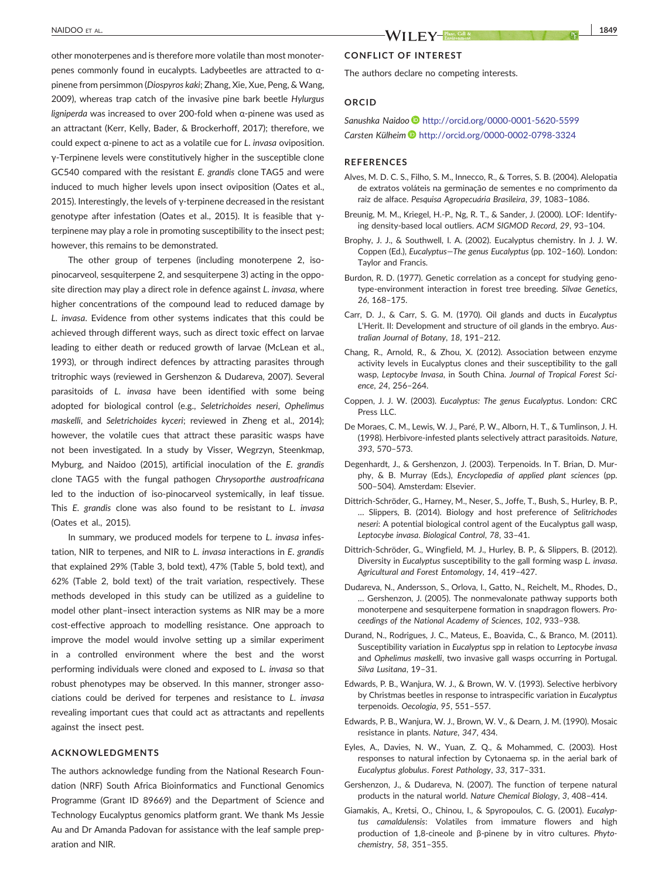other monoterpenes and is therefore more volatile than most monoterpenes commonly found in eucalypts. Ladybeetles are attracted to α-pinene from persimmon (*Diospyros kaki*; Zhang, Xie, Xue, Peng, & Wang, 2009), whereas trap catch of the invasive pine bark beetle *Hylurgus ligniperda* was increased to over 200-fold when α-pinene was used as an attractant (Kerr, Kelly, Bader, & Brockerhoff, 2017); therefore, we could expect α-pinene to act as a volatile cue for *L. invasa* oviposition. γ-Terpinene levels were constitutively higher in the susceptible clone GC540 compared with the resistant *E. grandis* clone TAG5 and were induced to much higher levels upon insect oviposition (Oates et al., 2015). Interestingly, the levels of γ-terpinene decreased in the resistant genotype after infestation (Oates et al., 2015). It is feasible that γ-terpinene may play a role in promoting susceptibility to the insect pest; however, this remains to be demonstrated.

The other group of terpenes (including monoterpene 2, iso-pinocarveol, sesquiterpene 2, and sesquiterpene 3) acting in the opposite direction may play a direct role in defence against *L. invasa*, where higher concentrations of the compound lead to reduced damage by *L. invasa*. Evidence from other systems indicates that this could be achieved through different ways, such as direct toxic effect on larvae leading to either death or reduced growth of larvae (McLean et al., 1993), or through indirect defences by attracting parasites through tritrophic ways (reviewed in Gershenzon & Dudareva, 2007). Several parasitoids of *L. invasa* have been identified with some being adopted for biological control (e.g., *Seletrichoides neseri*, *Ophelimus maskelli*, and *Seletrichoides kyceri*; reviewed in Zheng et al., 2014); however, the volatile cues that attract these parasitic wasps have not been investigated. In a study by Visser, Wegrzyn, Steenkmap, Myburg, and Naidoo (2015), artificial inoculation of the *E. grandis* clone TAG5 with the fungal pathogen *Chrysoporthe austroafricana* led to the induction of iso-pinocarveol systemically, in leaf tissue. This *E. grandis* clone was also found to be resistant to *L. invasa* (Oates et al., 2015).

In summary, we produced models for terpene to *L. invasa* infestation, NIR to terpenes, and NIR to *L. invasa* interactions in *E. grandis* that explained 29% (Table 3, bold text), 47% (Table 5, bold text), and 62% (Table 2, bold text) of the trait variation, respectively. These methods developed in this study can be utilized as a guideline to model other plant–insect interaction systems as NIR may be a more cost-effective approach to modelling resistance. One approach to improve the model would involve setting up a similar experiment in a controlled environment where the best and the worst performing individuals were cloned and exposed to *L. invasa* so that robust phenotypes may be observed. In this manner, stronger associations could be derived for terpenes and resistance to *L. invasa* revealing important cues that could act as attractants and repellents against the insect pest.

## ACKNOWLEDGMENTS

The authors acknowledge funding from the National Research Foundation (NRF) South Africa Bioinformatics and Functional Genomics Programme (Grant ID 89669) and the Department of Science and Technology Eucalyptus genomics platform grant. We thank Ms Jessie Au and Dr Amanda Padovan for assistance with the leaf sample preparation and NIR.

## CONFLICT OF INTEREST

The authors declare no competing interests.

## ORCID

*Sanushka Naidoo* http://orcid.org/0000-0001-5620-5599

*Carsten Külheim* http://orcid.org/0000-0002-0798-3324

## REFERENCES

Alves, M. D. C. S., Filho, S. M., Innecco, R., & Torres, S. B. (2004). Alelopatia de extratos voláteis na germinação de sementes e no comprimento da raiz de alface. *Pesquisa Agropecuária Brasileira*, *39*, 1083–1086.

Breunig, M. M., Kriegel, H.-P., Ng, R. T., & Sander, J. (2000). LOF: Identifying density-based local outliers. *ACM SIGMOD Record*, *29*, 93–104.

Brophy, J. J., & Southwell, I. A. (2002). Eucalyptus chemistry. In J. J. W. Coppen (Ed.), *Eucalyptus—The genus Eucalyptus* (pp. 102–160). London: Taylor and Francis.

Burdon, R. D. (1977). Genetic correlation as a concept for studying genotype-environment interaction in forest tree breeding. *Silvae Genetics*, *26*, 168–175.

Carr, D. J., & Carr, S. G. M. (1970). Oil glands and ducts in *Eucalyptus* L'Herit. II: Development and structure of oil glands in the embryo. *Australian Journal of Botany*, *18*, 191–212.

Chang, R., Arnold, R., & Zhou, X. (2012). Association between enzyme activity levels in Eucalyptus clones and their susceptibility to the gall wasp, *Leptocybe Invasa*, in South China. *Journal of Tropical Forest Science*, *24*, 256–264.

Coppen, J. J. W. (2003). *Eucalyptus: The genus Eucalyptus*. London: CRC Press LLC.

De Moraes, C. M., Lewis, W. J., Paré, P. W., Alborn, H. T., & Tumlinson, J. H. (1998). Herbivore-infested plants selectively attract parasitoids. *Nature*, *393*, 570–573.

Degenhardt, J., & Gershenzon, J. (2003). Terpenoids. In T. Brian, D. Murphy, & B. Murray (Eds.), *Encyclopedia of applied plant sciences* (pp. 500–504). Amsterdam: Elsevier.

Dittrich-Schröder, G., Harney, M., Neser, S., Joffe, T., Bush, S., Hurley, B. P., … Slippers, B. (2014). Biology and host preference of *Selitrichodes neseri*: A potential biological control agent of the Eucalyptus gall wasp, *Leptocybe invasa*. *Biological Control*, *78*, 33–41.

Dittrich-Schröder, G., Wingfield, M. J., Hurley, B. P., & Slippers, B. (2012). Diversity in *Eucalyptus* susceptibility to the gall forming wasp *L. invasa*. *Agricultural and Forest Entomology*, *14*, 419–427.

Dudareva, N., Andersson, S., Orlova, I., Gatto, N., Reichelt, M., Rhodes, D., … Gershenzon, J. (2005). The nonmevalonate pathway supports both monoterpene and sesquiterpene formation in snapdragon flowers. *Proceedings of the National Academy of Sciences*, *102*, 933–938.

Durand, N., Rodrigues, J. C., Mateus, E., Boavida, C., & Branco, M. (2011). Susceptibility variation in *Eucalyptus* spp in relation to *Leptocybe invasa* and *Ophelimus maskelli*, two invasive gall wasps occurring in Portugal. *Silva Lusitana*, 19–31.

Edwards, P. B., Wanjura, W. J., & Brown, W. V. (1993). Selective herbivory by Christmas beetles in response to intraspecific variation in *Eucalyptus* terpenoids. *Oecologia*, *95*, 551–557.

Edwards, P. B., Wanjura, W. J., Brown, W. V., & Dearn, J. M. (1990). Mosaic resistance in plants. *Nature*, *347*, 434.

Eyles, A., Davies, N. W., Yuan, Z. Q., & Mohammed, C. (2003). Host responses to natural infection by Cytonaema sp. in the aerial bark of *Eucalyptus globulus*. *Forest Pathology*, *33*, 317–331.

Gershenzon, J., & Dudareva, N. (2007). The function of terpene natural products in the natural world. *Nature Chemical Biology*, *3*, 408–414.

Giamakis, A., Kretsi, O., Chinou, I., & Spyropoulos, C. G. (2001). *Eucalyptus camaldulensis*: Volatiles from immature flowers and high production of 1,8-cineole and β-pinene by in vitro cultures. *Phytochemistry*, *58*, 351–355.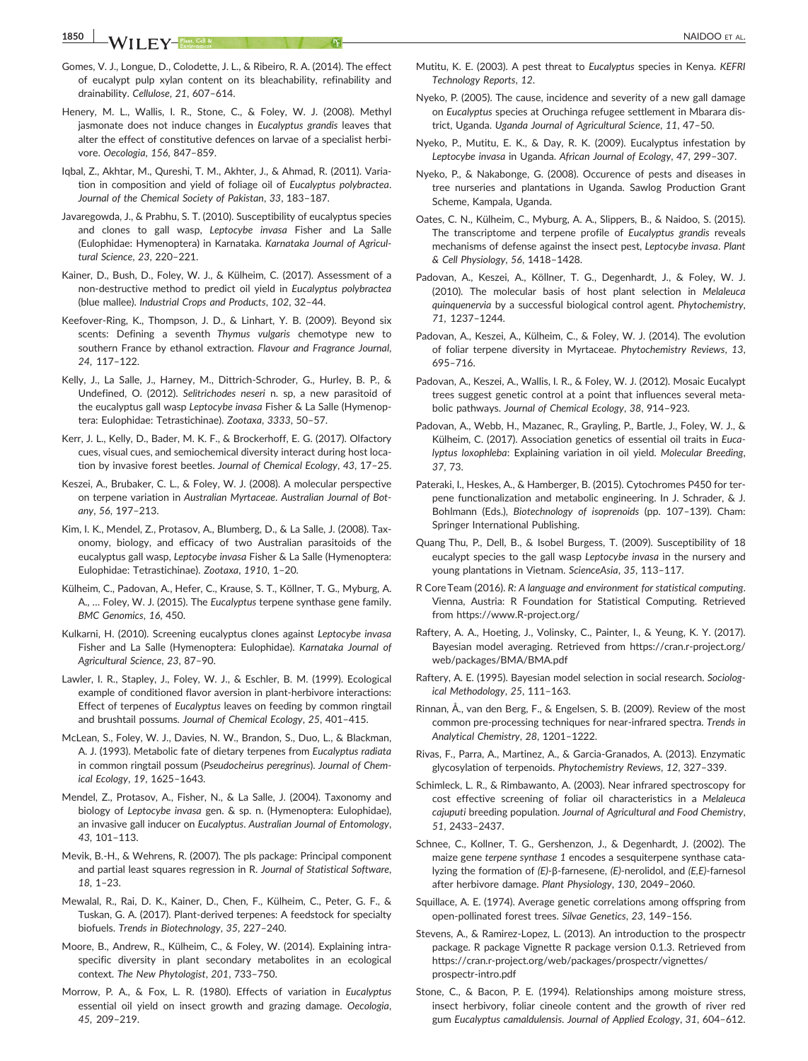Gomes, V. J., Longue, D., Colodette, J. L., & Ribeiro, R. A. (2014). The effect of eucalypt pulp xylan content on its bleachability, refinability and drainability. *Cellulose*, *21*, 607–614.

Henery, M. L., Wallis, I. R., Stone, C., & Foley, W. J. (2008). Methyl jasmonate does not induce changes in *Eucalyptus grandis* leaves that alter the effect of constitutive defences on larvae of a specialist herbivore. *Oecologia*, *156*, 847–859.

Iqbal, Z., Akhtar, M., Qureshi, T. M., Akhter, J., & Ahmad, R. (2011). Variation in composition and yield of foliage oil of *Eucalyptus polybractea*. *Journal of the Chemical Society of Pakistan*, *33*, 183–187.

Javaregowda, J., & Prabhu, S. T. (2010). Susceptibility of eucalyptus species and clones to gall wasp, *Leptocybe invasa* Fisher and La Salle (Eulophidae: Hymenoptera) in Karnataka. *Karnataka Journal of Agricultural Science*, *23*, 220–221.

Kainer, D., Bush, D., Foley, W. J., & Külheim, C. (2017). Assessment of a non-destructive method to predict oil yield in *Eucalyptus polybractea* (blue mallee). *Industrial Crops and Products*, *102*, 32–44.

Keefover-Ring, K., Thompson, J. D., & Linhart, Y. B. (2009). Beyond six scents: Defining a seventh *Thymus vulgaris* chemotype new to southern France by ethanol extraction. *Flavour and Fragrance Journal*, *24*, 117–122.

Kelly, J., La Salle, J., Harney, M., Dittrich-Schroder, G., Hurley, B. P., & Undefined, O. (2012). *Selitrichodes neseri* n. sp, a new parasitoid of the eucalyptus gall wasp *Leptocybe invasa* Fisher & La Salle (Hymenoptera: Eulophidae: Tetrastichinae). *Zootaxa*, *3333*, 50–57.

Kerr, J. L., Kelly, D., Bader, M. K. F., & Brockerhoff, E. G. (2017). Olfactory cues, visual cues, and semiochemical diversity interact during host location by invasive forest beetles. *Journal of Chemical Ecology*, *43*, 17–25.

Keszei, A., Brubaker, C. L., & Foley, W. J. (2008). A molecular perspective on terpene variation in Australian Myrtaceae. *Australian Journal of Botany*, *56*, 197–213.

Kim, I. K., Mendel, Z., Protasov, A., Blumberg, D., & La Salle, J. (2008). Taxonomy, biology, and efficacy of two Australian parasitoids of the eucalyptus gall wasp, *Leptocybe invasa* Fisher & La Salle (Hymenoptera: Eulophidae: Tetrastichinae). *Zootaxa*, *1910*, 1–20.

Külheim, C., Padovan, A., Hefer, C., Krause, S. T., Köllner, T. G., Myburg, A. A., … Foley, W. J. (2015). The *Eucalyptus* terpene synthase gene family. *BMC Genomics*, *16*, 450.

Kulkarni, H. (2010). Screening eucalyptus clones against *Leptocybe invasa* Fisher and La Salle (Hymenoptera: Eulophidae). *Karnataka Journal of Agricultural Science*, *23*, 87–90.

Lawler, I. R., Stapley, J., Foley, W. J., & Eschler, B. M. (1999). Ecological example of conditioned flavor aversion in plant-herbivore interactions: Effect of terpenes of *Eucalyptus* leaves on feeding by common ringtail and brushtail possums. *Journal of Chemical Ecology*, *25*, 401–415.

McLean, S., Foley, W. J., Davies, N. W., Brandon, S., Duo, L., & Blackman, A. J. (1993). Metabolic fate of dietary terpenes from *Eucalyptus radiata* in common ringtail possum (*Pseudocheirus peregrinus*). *Journal of Chemical Ecology*, *19*, 1625–1643.

Mendel, Z., Protasov, A., Fisher, N., & La Salle, J. (2004). Taxonomy and biology of *Leptocybe invasa* gen. & sp. n. (Hymenoptera: Eulophidae), an invasive gall inducer on *Eucalyptus*. *Australian Journal of Entomology*, *43*, 101–113.

Mevik, B.-H., & Wehrens, R. (2007). The pls package: Principal component and partial least squares regression in R. *Journal of Statistical Software*, *18*, 1–23.

Mewalal, R., Rai, D. K., Kainer, D., Chen, F., Külheim, C., Peter, G. F., & Tuskan, G. A. (2017). Plant-derived terpenes: A feedstock for specialty biofuels. *Trends in Biotechnology*, *35*, 227–240.

Moore, B., Andrew, R., Külheim, C., & Foley, W. (2014). Explaining intraspecific diversity in plant secondary metabolites in an ecological context. *The New Phytologist*, *201*, 733–750.

Morrow, P. A., & Fox, L. R. (1980). Effects of variation in *Eucalyptus* essential oil yield on insect growth and grazing damage. *Oecologia*, *45*, 209–219.

Mutitu, K. E. (2003). A pest threat to *Eucalyptus* species in Kenya. *KEFRI Technology Reports*, *12*.

Nyeko, P. (2005). The cause, incidence and severity of a new gall damage on *Eucalyptus* species at Oruchinga refugee settlement in Mbarara district, Uganda. *Uganda Journal of Agricultural Science*, *11*, 47–50.

Nyeko, P., Mutitu, E. K., & Day, R. K. (2009). Eucalyptus infestation by *Leptocybe invasa* in Uganda. *African Journal of Ecology*, *47*, 299–307.

Nyeko, P., & Nakabonge, G. (2008). Occurence of pests and diseases in tree nurseries and plantations in Uganda. Sawlog Production Grant Scheme, Kampala, Uganda.

Oates, C. N., Külheim, C., Myburg, A. A., Slippers, B., & Naidoo, S. (2015). The transcriptome and terpene profile of *Eucalyptus grandis* reveals mechanisms of defense against the insect pest, *Leptocybe invasa*. *Plant & Cell Physiology*, *56*, 1418–1428.

Padovan, A., Keszei, A., Köllner, T. G., Degenhardt, J., & Foley, W. J. (2010). The molecular basis of host plant selection in *Melaleuca quinquenervia* by a successful biological control agent. *Phytochemistry*, *71*, 1237–1244.

Padovan, A., Keszei, A., Külheim, C., & Foley, W. J. (2014). The evolution of foliar terpene diversity in Myrtaceae. *Phytochemistry Reviews*, *13*, 695–716.

Padovan, A., Keszei, A., Wallis, I. R., & Foley, W. J. (2012). Mosaic Eucalypt trees suggest genetic control at a point that influences several metabolic pathways. *Journal of Chemical Ecology*, *38*, 914–923.

Padovan, A., Webb, H., Mazanec, R., Grayling, P., Bartle, J., Foley, W. J., & Külheim, C. (2017). Association genetics of essential oil traits in *Eucalyptus loxophleba*: Explaining variation in oil yield. *Molecular Breeding*, *37*, 73.

Pateraki, I., Heskes, A., & Hamberger, B. (2015). Cytochromes P450 for terpene functionalization and metabolic engineering. In J. Schrader, & J. Bohlmann (Eds.), *Biotechnology of isoprenoids* (pp. 107–139). Cham: Springer International Publishing.

Quang Thu, P., Dell, B., & Isobel Burgess, T. (2009). Susceptibility of 18 eucalypt species to the gall wasp *Leptocybe invasa* in the nursery and young plantations in Vietnam. *ScienceAsia*, *35*, 113–117.

R Core Team (2016). *R: A language and environment for statistical computing*. Vienna, Austria: R Foundation for Statistical Computing. Retrieved from https://www.R-project.org/

Raftery, A. A., Hoeting, J., Volinsky, C., Painter, I., & Yeung, K. Y. (2017). Bayesian model averaging. Retrieved from https://cran.r-project.org/web/packages/BMA/BMA.pdf

Raftery, A. E. (1995). Bayesian model selection in social research. *Sociological Methodology*, *25*, 111–163.

Rinnan, Å., van den Berg, F., & Engelsen, S. B. (2009). Review of the most common pre-processing techniques for near-infrared spectra. *Trends in Analytical Chemistry*, *28*, 1201–1222.

Rivas, F., Parra, A., Martinez, A., & Garcia-Granados, A. (2013). Enzymatic glycosylation of terpenoids. *Phytochemistry Reviews*, *12*, 327–339.

Schimleck, L. R., & Rimbawanto, A. (2003). Near infrared spectroscopy for cost effective screening of foliar oil characteristics in a *Melaleuca cajuputi* breeding population. *Journal of Agricultural and Food Chemistry*, *51*, 2433–2437.

Schnee, C., Kollner, T. G., Gershenzon, J., & Degenhardt, J. (2002). The maize gene *terpene synthase 1* encodes a sesquiterpene synthase catalyzing the formation of *(E)*-β-farnesene, *(E)*-nerolidol, and *(E,E)*-farnesol after herbivore damage. *Plant Physiology*, *130*, 2049–2060.

Squillace, A. E. (1974). Average genetic correlations among offspring from open-pollinated forest trees. *Silvae Genetics*, *23*, 149–156.

Stevens, A., & Ramirez-Lopez, L. (2013). An introduction to the prospectr package. R package Vignette R package version 0.1.3. Retrieved from https://cran.r-project.org/web/packages/prospectr/vignettes/prospectr-intro.pdf

Stone, C., & Bacon, P. E. (1994). Relationships among moisture stress, insect herbivory, foliar cineole content and the growth of river red gum *Eucalyptus camaldulensis*. *Journal of Applied Ecology*, *31*, 604–612.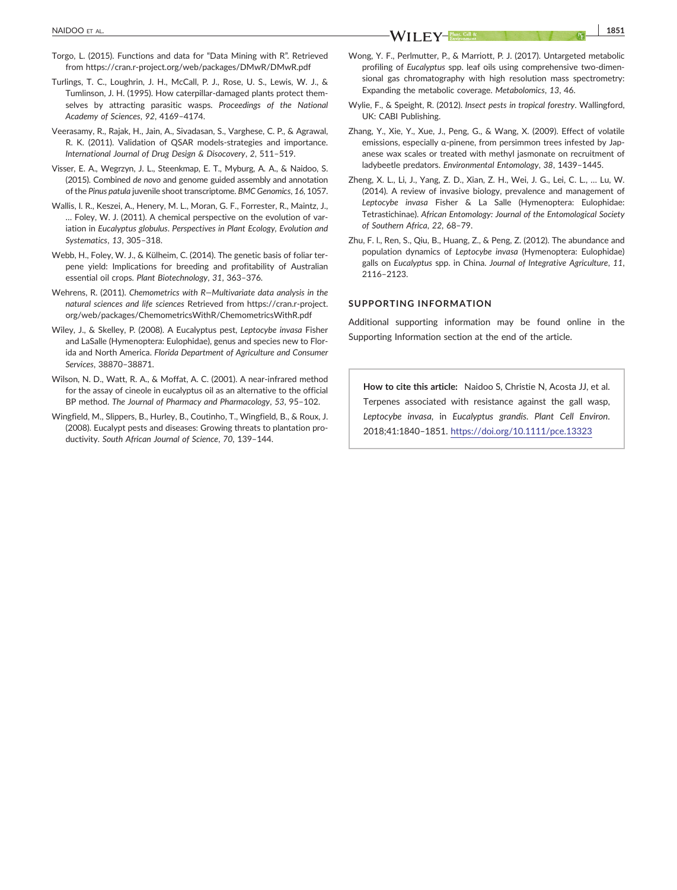Torgo, L. (2015). Functions and data for "Data Mining with R". Retrieved from https://cran.r-project.org/web/packages/DMwR/DMwR.pdf

Turlings, T. C., Loughrin, J. H., McCall, P. J., Rose, U. S., Lewis, W. J., & Tumlinson, J. H. (1995). How caterpillar-damaged plants protect themselves by attracting parasitic wasps. *Proceedings of the National Academy of Sciences*, *92*, 4169–4174.

Veerasamy, R., Rajak, H., Jain, A., Sivadasan, S., Varghese, C. P., & Agrawal, R. K. (2011). Validation of QSAR models-strategies and importance. *International Journal of Drug Design & Disocvery*, *2*, 511–519.

Visser, E. A., Wegrzyn, J. L., Steenkmap, E. T., Myburg, A. A., & Naidoo, S. (2015). Combined *de novo* and genome guided assembly and annotation of the *Pinus patula* juvenile shoot transcriptome. *BMC Genomics*, *16*, 1057.

Wallis, I. R., Keszei, A., Henery, M. L., Moran, G. F., Forrester, R., Maintz, J., … Foley, W. J. (2011). A chemical perspective on the evolution of variation in *Eucalyptus globulus*. *Perspectives in Plant Ecology, Evolution and Systematics*, *13*, 305–318.

Webb, H., Foley, W. J., & Külheim, C. (2014). The genetic basis of foliar terpene yield: Implications for breeding and profitability of Australian essential oil crops. *Plant Biotechnology*, *31*, 363–376.

Wehrens, R. (2011). *Chemometrics with R—Multivariate data analysis in the natural sciences and life sciences* Retrieved from https://cran.r-project.org/web/packages/ChemometricsWithR/ChemometricsWithR.pdf

Wiley, J., & Skelley, P. (2008). A Eucalyptus pest, *Leptocybe invasa* Fisher and LaSalle (Hymenoptera: Eulophidae), genus and species new to Florida and North America. *Florida Department of Agriculture and Consumer Services*, 38870–38871.

Wilson, N. D., Watt, R. A., & Moffat, A. C. (2001). A near-infrared method for the assay of cineole in eucalyptus oil as an alternative to the official BP method. *The Journal of Pharmacy and Pharmacology*, *53*, 95–102.

Wingfield, M., Slippers, B., Hurley, B., Coutinho, T., Wingfield, B., & Roux, J. (2008). Eucalypt pests and diseases: Growing threats to plantation productivity. *South African Journal of Science*, *70*, 139–144.

Wong, Y. F., Perlmutter, P., & Marriott, P. J. (2017). Untargeted metabolic profiling of *Eucalyptus* spp. leaf oils using comprehensive two-dimensional gas chromatography with high resolution mass spectrometry: Expanding the metabolic coverage. *Metabolomics*, *13*, 46.

Wylie, F., & Speight, R. (2012). *Insect pests in tropical forestry*. Wallingford, UK: CABI Publishing.

Zhang, Y., Xie, Y., Xue, J., Peng, G., & Wang, X. (2009). Effect of volatile emissions, especially α-pinene, from persimmon trees infested by Japanese wax scales or treated with methyl jasmonate on recruitment of ladybeetle predators. *Environmental Entomology*, *38*, 1439–1445.

Zheng, X. L., Li, J., Yang, Z. D., Xian, Z. H., Wei, J. G., Lei, C. L., … Lu, W. (2014). A review of invasive biology, prevalence and management of *Leptocybe invasa* Fisher & La Salle (Hymenoptera: Eulophidae: Tetrastichinae). *African Entomology: Journal of the Entomological Society of Southern Africa*, *22*, 68–79.

Zhu, F. l., Ren, S., Qiu, B., Huang, Z., & Peng, Z. (2012). The abundance and population dynamics of *Leptocybe invasa* (Hymenoptera: Eulophidae) galls on *Eucalyptus* spp. in China. *Journal of Integrative Agriculture*, *11*, 2116–2123.

## SUPPORTING INFORMATION

Additional supporting information may be found online in the Supporting Information section at the end of the article.

**How to cite this article:** Naidoo S, Christie N, Acosta JJ, et al. Terpenes associated with resistance against the gall wasp, *Leptocybe invasa*, in *Eucalyptus grandis*. *Plant Cell Environ*. 2018;41:1840–1851. https://doi.org/10.1111/pce.13323